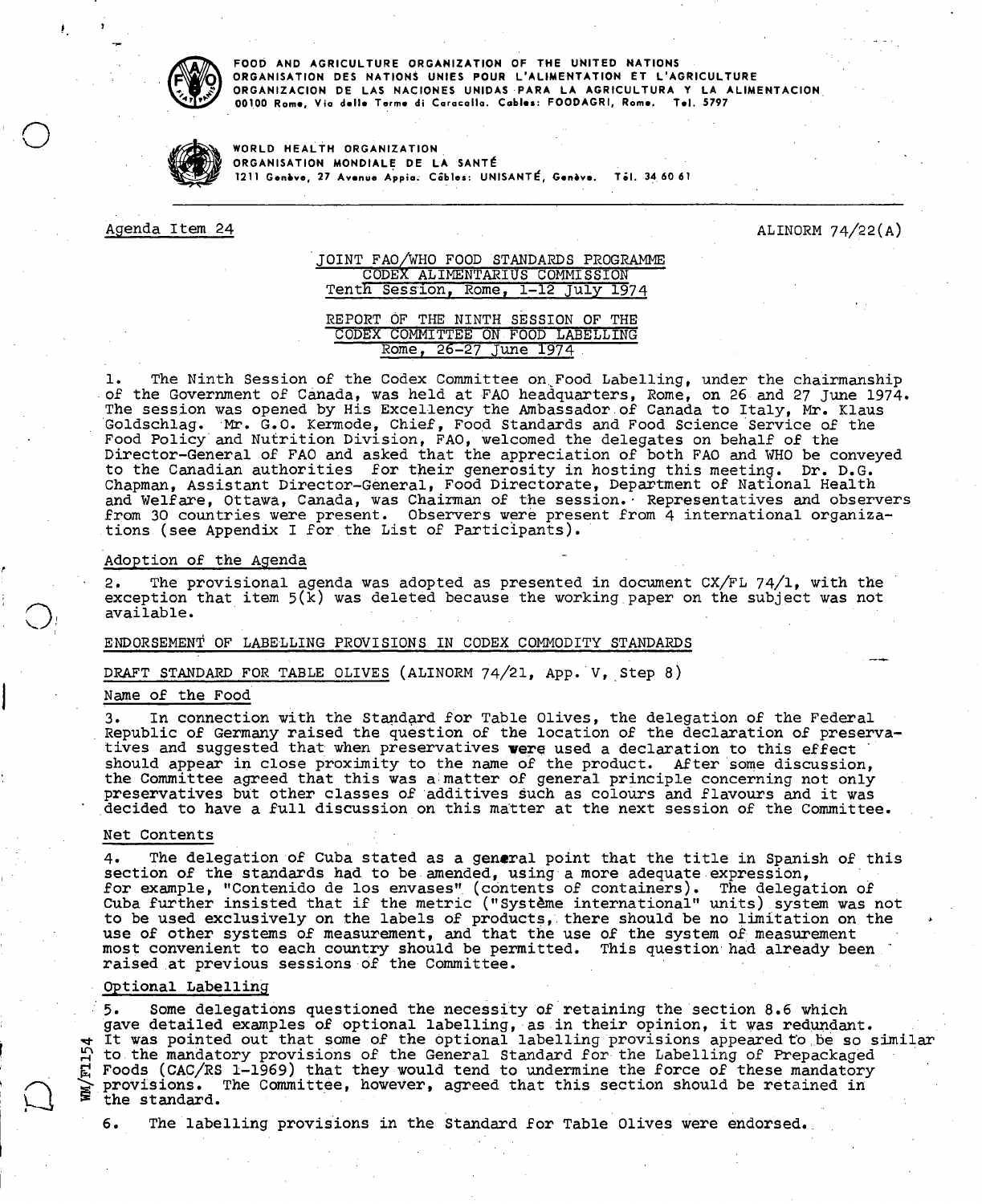FOOD AND AGRICULTURE ORGANIZATION OF THE UNITED NATIONS
ORGANISATION DES NATIONS UNIES POUR L'ALIMENTATION ET L'AGRICULTURE
ORGANIZACION DE LAS NACIONES UNIDAS PARA LA AGRICULTURA Y LA ALIMENTACION
00100 Rome, Via delle Terme di Caracalla. Cables: FOODAGRI, Rome. Tel. 5797

WORLD HEALTH ORGANIZATION
ORGANISATION MONDIALE DE LA SANTÉ
1211 Genève, 27 Avenue Appia. Câbles: UNISANTÉ, Genève. Tél. 34 60 61

Agenda Item 24

ALINORM 74/22(A)

JOINT FAO/WHO FOOD STANDARDS PROGRAMME
CODEX ALIMENTARIUS COMMISSION
Tenth Session, Rome, 1-12 July 1974

# REPORT OF THE NINTH SESSION OF THE CODEX COMMITTEE ON FOOD LABELLING
Rome, 26-27 June 1974

1. The Ninth Session of the Codex Committee on Food Labelling, under the chairmanship of the Government of Canada, was held at FAO headquarters, Rome, on 26 and 27 June 1974. The session was opened by His Excellency the Ambassador of Canada to Italy, Mr. Klaus Goldschlag. Mr. G.O. Kermode, Chief, Food Standards and Food Science Service of the Food Policy and Nutrition Division, FAO, welcomed the delegates on behalf of the Director-General of FAO and asked that the appreciation of both FAO and WHO be conveyed to the Canadian authorities for their generosity in hosting this meeting. Dr. D.G. Chapman, Assistant Director-General, Food Directorate, Department of National Health and Welfare, Ottawa, Canada, was Chairman of the session. Representatives and observers from 30 countries were present. Observers were present from 4 international organizations (see Appendix I for the List of Participants).

## Adoption of the Agenda

2. The provisional agenda was adopted as presented in document CX/FL 74/1, with the exception that item 5(k) was deleted because the working paper on the subject was not available.

## ENDORSEMENT OF LABELLING PROVISIONS IN CODEX COMMODITY STANDARDS

### DRAFT STANDARD FOR TABLE OLIVES (ALINORM 74/21, App. V, Step 8)

#### Name of the Food

3. In connection with the Standard for Table Olives, the delegation of the Federal Republic of Germany raised the question of the location of the declaration of preservatives and suggested that when preservatives were used a declaration to this effect should appear in close proximity to the name of the product. After some discussion, the Committee agreed that this was a matter of general principle concerning not only preservatives but other classes of additives such as colours and flavours and it was decided to have a full discussion on this matter at the next session of the Committee.

#### Net Contents

4. The delegation of Cuba stated as a general point that the title in Spanish of this section of the standards had to be amended, using a more adequate expression, for example, "Contenido de los envases" (contents of containers). The delegation of Cuba further insisted that if the metric ("Système international" units) system was not to be used exclusively on the labels of products, there should be no limitation on the use of other systems of measurement, and that the use of the system of measurement most convenient to each country should be permitted. This question had already been raised at previous sessions of the Committee.

#### Optional Labelling

5. Some delegations questioned the necessity of retaining the section 8.6 which gave detailed examples of optional labelling, as in their opinion, it was redundant. It was pointed out that some of the optional labelling provisions appeared to be so similar to the mandatory provisions of the General Standard for the Labelling of Prepackaged Foods (CAC/RS 1-1969) that they would tend to undermine the force of these mandatory provisions. The Committee, however, agreed that this section should be retained in the standard.

6. The labelling provisions in the Standard for Table Olives were endorsed.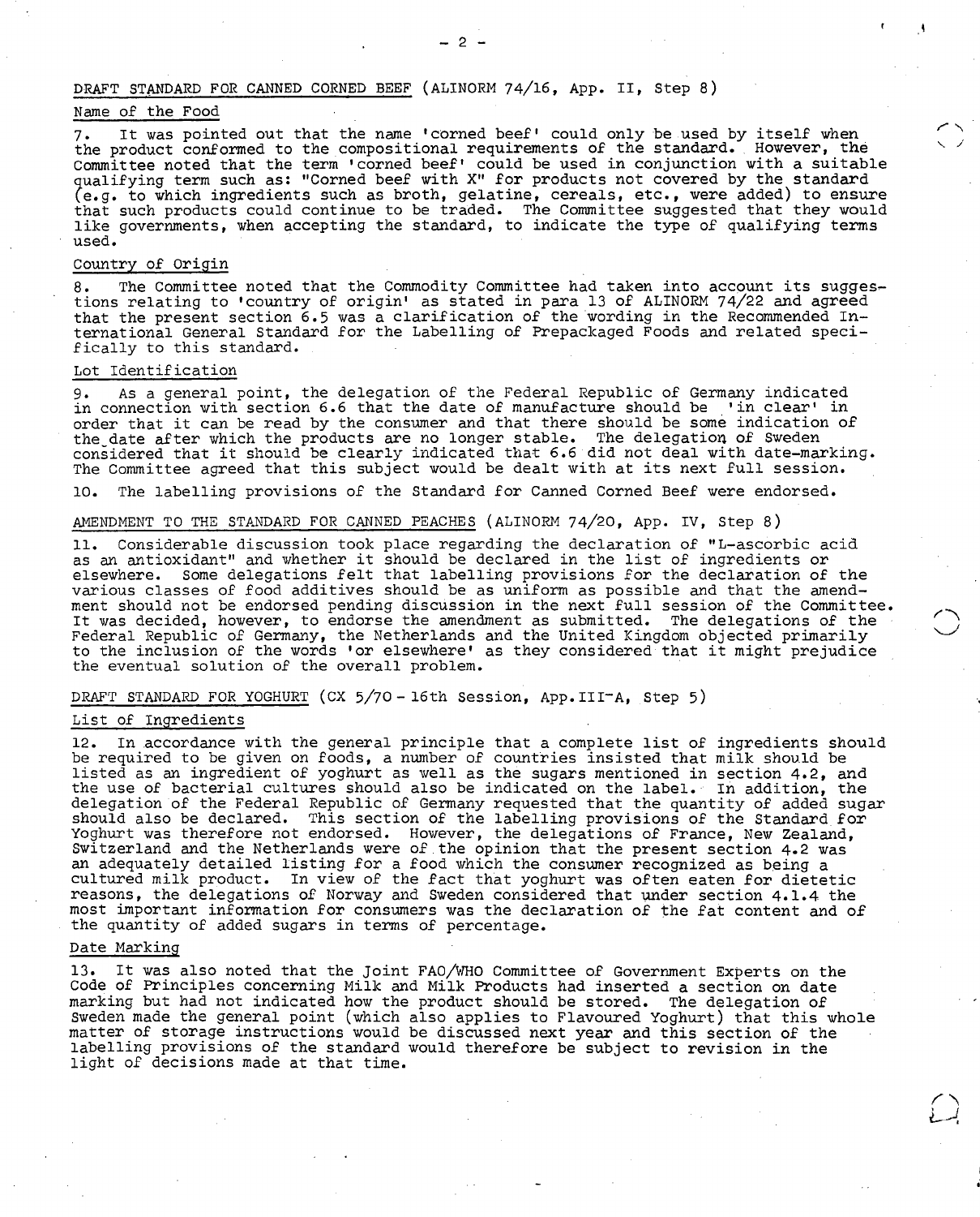DRAFT STANDARD FOR CANNED CORNED BEEF (ALINORM 74/16, App. II, Step 8)

Name of the Food

7. It was pointed out that the name 'corned beef' could only be used by itself when the product conformed to the compositional requirements of the standard. However, the Committee noted that the term 'corned beef' could be used in conjunction with a suitable qualifying term such as: "Corned beef with X" for products not covered by the standard (e.g. to which ingredients such as broth, gelatine, cereals, etc., were added) to ensure that such products could continue to be traded. The Committee suggested that they would like governments, when accepting the standard, to indicate the type of qualifying terms used.

Country of Origin

8. The Committee noted that the Commodity Committee had taken into account its suggestions relating to 'country of origin' as stated in para 13 of ALINORM 74/22 and agreed that the present section 6.5 was a clarification of the wording in the Recommended International General Standard for the Labelling of Prepackaged Foods and related specifically to this standard.

Lot Identification

9. As a general point, the delegation of the Federal Republic of Germany indicated in connection with section 6.6 that the date of manufacture should be 'in clear' in order that it can be read by the consumer and that there should be some indication of the date after which the products are no longer stable. The delegation of Sweden considered that it should be clearly indicated that 6.6 did not deal with date-marking. The Committee agreed that this subject would be dealt with at its next full session.

10. The labelling provisions of the Standard for Canned Corned Beef were endorsed.

AMENDMENT TO THE STANDARD FOR CANNED PEACHES (ALINORM 74/20, App. IV, Step 8)

11. Considerable discussion took place regarding the declaration of "L-ascorbic acid as an antioxidant" and whether it should be declared in the list of ingredients or elsewhere. Some delegations felt that labelling provisions for the declaration of the various classes of food additives should be as uniform as possible and that the amendment should not be endorsed pending discussion in the next full session of the Committee. It was decided, however, to endorse the amendment as submitted. The delegations of the Federal Republic of Germany, the Netherlands and the United Kingdom objected primarily to the inclusion of the words 'or elsewhere' as they considered that it might prejudice the eventual solution of the overall problem.

DRAFT STANDARD FOR YOGHURT (CX 5/70 - 16th Session, App.III-A, Step 5)

List of Ingredients

12. In accordance with the general principle that a complete list of ingredients should be required to be given on foods, a number of countries insisted that milk should be listed as an ingredient of yoghurt as well as the sugars mentioned in section 4.2, and the use of bacterial cultures should also be indicated on the label. In addition, the delegation of the Federal Republic of Germany requested that the quantity of added sugar should also be declared. This section of the labelling provisions of the Standard for Yoghurt was therefore not endorsed. However, the delegations of France, New Zealand, Switzerland and the Netherlands were of the opinion that the present section 4.2 was an adequately detailed listing for a food which the consumer recognized as being a cultured milk product. In view of the fact that yoghurt was often eaten for dietetic reasons, the delegations of Norway and Sweden considered that under section 4.1.4 the most important information for consumers was the declaration of the fat content and of the quantity of added sugars in terms of percentage.

Date Marking

13. It was also noted that the Joint FAO/WHO Committee of Government Experts on the Code of Principles concerning Milk and Milk Products had inserted a section on date marking but had not indicated how the product should be stored. The delegation of Sweden made the general point (which also applies to Flavoured Yoghurt) that this whole matter of storage instructions would be discussed next year and this section of the labelling provisions of the standard would therefore be subject to revision in the light of decisions made at that time.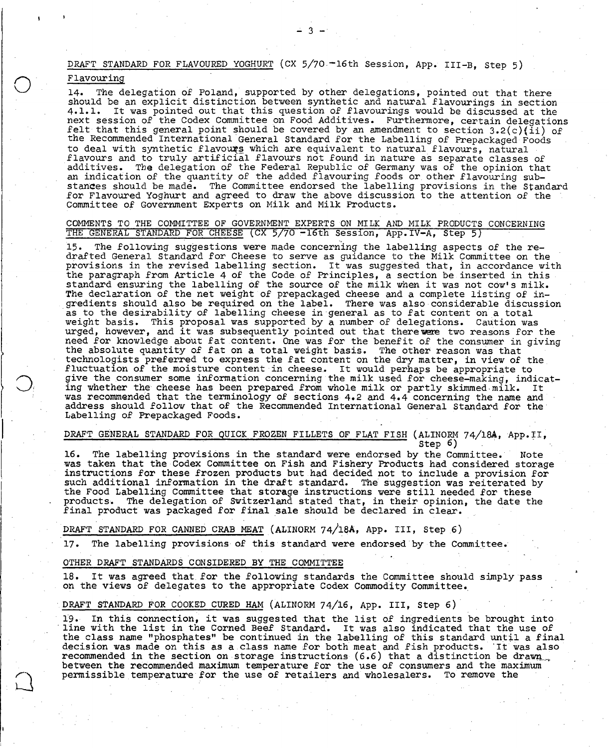DRAFT STANDARD FOR FLAVOURED YOGHURT (CX 5/70 -16th Session, App. III-B, Step 5)

Flavouring

14. The delegation of Poland, supported by other delegations, pointed out that there should be an explicit distinction between synthetic and natural flavourings in section 4.1.1. It was pointed out that this question of flavourings would be discussed at the next session of the Codex Committee on Food Additives. Furthermore, certain delegations felt that this general point should be covered by an amendment to section 3.2(c)(ii) of the Recommended International General Standard for the Labelling of Prepackaged Foods to deal with synthetic flavours which are equivalent to natural flavours, natural flavours and to truly artificial flavours not found in nature as separate classes of additives. The delegation of the Federal Republic of Germany was of the opinion that an indication of the quantity of the added flavouring foods or other flavouring substances should be made. The Committee endorsed the labelling provisions in the Standard for Flavoured Yoghurt and agreed to draw the above discussion to the attention of the Committee of Government Experts on Milk and Milk Products.

COMMENTS TO THE COMMITTEE OF GOVERNMENT EXPERTS ON MILK AND MILK PRODUCTS CONCERNING THE GENERAL STANDARD FOR CHEESE (CX 5/70 -16th Session, App.IV-A, Step 5)

15. The following suggestions were made concerning the labelling aspects of the redrafted General Standard for Cheese to serve as guidance to the Milk Committee on the provisions in the revised labelling section. It was suggested that, in accordance with the paragraph from Article 4 of the Code of Principles, a section be inserted in this standard ensuring the labelling of the source of the milk when it was not cow's milk. The declaration of the net weight of prepackaged cheese and a complete listing of ingredients should also be required on the label. There was also considerable discussion as to the desirability of labelling cheese in general as to fat content on a total weight basis. This proposal was supported by a number of delegations. Caution was urged, however, and it was subsequently pointed out that there were two reasons for the need for knowledge about fat content. One was for the benefit of the consumer in giving the absolute quantity of fat on a total weight basis. The other reason was that technologists preferred to express the fat content on the dry matter, in view of the fluctuation of the moisture content in cheese. It would perhaps be appropriate to give the consumer some information concerning the milk used for cheese-making, indicating whether the cheese has been prepared from whole milk or partly skimmed milk. It was recommended that the terminology of sections 4.2 and 4.4 concerning the name and address should follow that of the Recommended International General Standard for the Labelling of Prepackaged Foods.

DRAFT GENERAL STANDARD FOR QUICK FROZEN FILLETS OF FLAT FISH (ALINORM 74/18A, App.II, Step 6)

16. The labelling provisions in the standard were endorsed by the Committee. Note was taken that the Codex Committee on Fish and Fishery Products had considered storage instructions for these frozen products but had decided not to include a provision for such additional information in the draft standard. The suggestion was reiterated by the Food Labelling Committee that storage instructions were still needed for these products. The delegation of Switzerland stated that, in their opinion, the date the final product was packaged for final sale should be declared in clear.

DRAFT STANDARD FOR CANNED CRAB MEAT (ALINORM 74/18A, App. III, Step 6)

17. The labelling provisions of this standard were endorsed by the Committee.

OTHER DRAFT STANDARDS CONSIDERED BY THE COMMITTEE

18. It was agreed that for the following standards the Committee should simply pass on the views of delegates to the appropriate Codex Commodity Committee.

DRAFT STANDARD FOR COOKED CURED HAM (ALINORM 74/16, App. III, Step 6)

19. In this connection, it was suggested that the list of ingredients be brought into line with the list in the Corned Beef Standard. It was also indicated that the use of the class name "phosphates" be continued in the labelling of this standard until a final decision was made on this as a class name for both meat and fish products. It was also recommended in the section on storage instructions (6.6) that a distinction be drawn between the recommended maximum temperature for the use of consumers and the maximum permissible temperature for the use of retailers and wholesalers. To remove the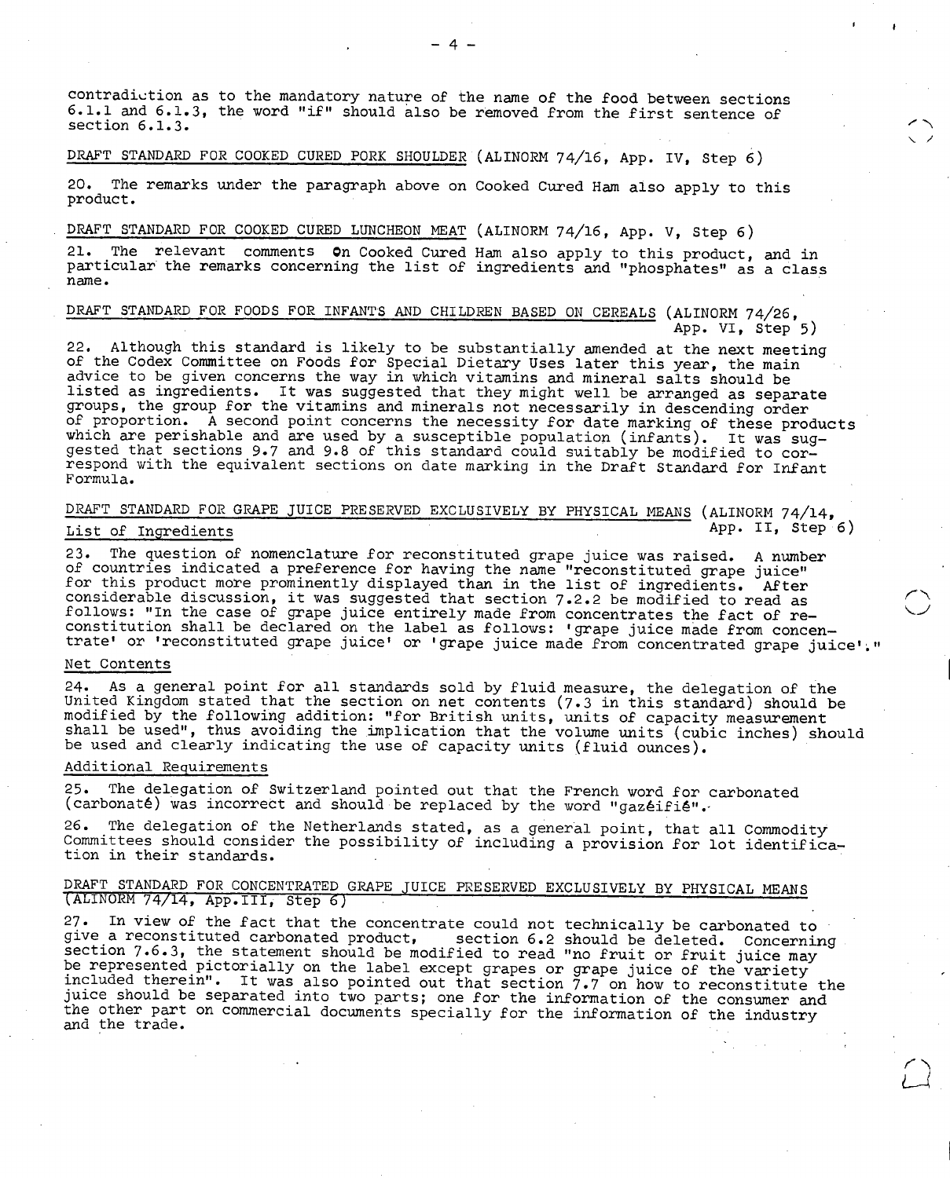contradiction as to the mandatory nature of the name of the food between sections 6.1.1 and 6.1.3, the word "if" should also be removed from the first sentence of section 6.1.3.

DRAFT STANDARD FOR COOKED CURED PORK SHOULDER (ALINORM 74/16, App. IV, Step 6)

20. The remarks under the paragraph above on Cooked Cured Ham also apply to this product.

DRAFT STANDARD FOR COOKED CURED LUNCHEON MEAT (ALINORM 74/16, App. V, Step 6)

21. The relevant comments on Cooked Cured Ham also apply to this product, and in particular the remarks concerning the list of ingredients and "phosphates" as a class name.

DRAFT STANDARD FOR FOODS FOR INFANTS AND CHILDREN BASED ON CEREALS (ALINORM 74/26, App. VI, Step 5)

22. Although this standard is likely to be substantially amended at the next meeting of the Codex Committee on Foods for Special Dietary Uses later this year, the main advice to be given concerns the way in which vitamins and mineral salts should be listed as ingredients. It was suggested that they might well be arranged as separate groups, the group for the vitamins and minerals not necessarily in descending order of proportion. A second point concerns the necessity for date marking of these products which are perishable and are used by a susceptible population (infants). It was suggested that sections 9.7 and 9.8 of this standard could suitably be modified to correspond with the equivalent sections on date marking in the Draft Standard for Infant Formula.

DRAFT STANDARD FOR GRAPE JUICE PRESERVED EXCLUSIVELY BY PHYSICAL MEANS (ALINORM 74/14, App. II, Step 6)

List of Ingredients

23. The question of nomenclature for reconstituted grape juice was raised. A number of countries indicated a preference for having the name "reconstituted grape juice" for this product more prominently displayed than in the list of ingredients. After considerable discussion, it was suggested that section 7.2.2 be modified to read as follows: "In the case of grape juice entirely made from concentrates the fact of reconstitution shall be declared on the label as follows: 'grape juice made from concentrate' or 'reconstituted grape juice' or 'grape juice made from concentrated grape juice'."

Net Contents

24. As a general point for all standards sold by fluid measure, the delegation of the United Kingdom stated that the section on net contents (7.3 in this standard) should be modified by the following addition: "for British units, units of capacity measurement shall be used", thus avoiding the implication that the volume units (cubic inches) should be used and clearly indicating the use of capacity units (fluid ounces).

Additional Requirements

25. The delegation of Switzerland pointed out that the French word for carbonated (carbonaté) was incorrect and should be replaced by the word "gazéifié".

26. The delegation of the Netherlands stated, as a general point, that all Commodity Committees should consider the possibility of including a provision for lot identification in their standards.

DRAFT STANDARD FOR CONCENTRATED GRAPE JUICE PRESERVED EXCLUSIVELY BY PHYSICAL MEANS (ALINORM 74/14, App.III, Step 6)

27. In view of the fact that the concentrate could not technically be carbonated to give a reconstituted carbonated product, section 6.2 should be deleted. Concerning section 7.6.3, the statement should be modified to read "no fruit or fruit juice may be represented pictorially on the label except grapes or grape juice of the variety included therein". It was also pointed out that section 7.7 on how to reconstitute the juice should be separated into two parts; one for the information of the consumer and the other part on commercial documents specially for the information of the industry and the trade.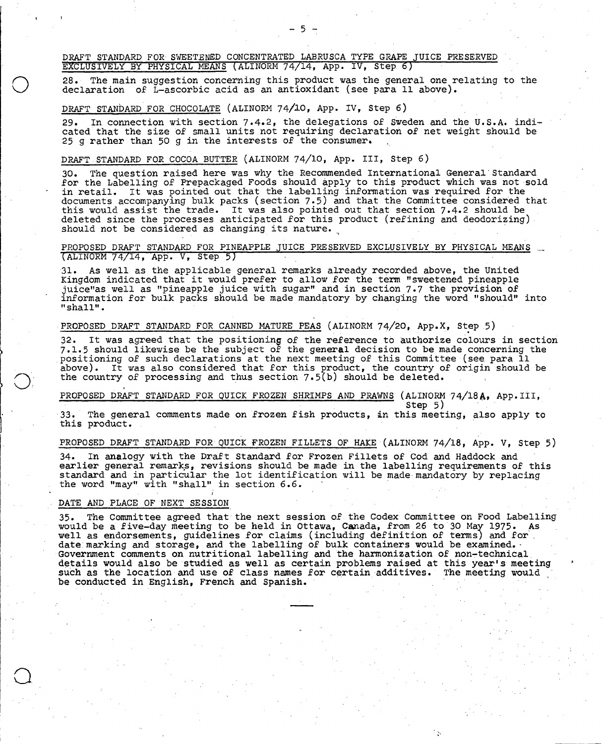DRAFT STANDARD FOR SWEETENED CONCENTRATED LABRUSCA TYPE GRAPE JUICE PRESERVED EXCLUSIVELY BY PHYSICAL MEANS (ALINORM 74/14, App. IV, Step 6)

28. The main suggestion concerning this product was the general one relating to the declaration of L-ascorbic acid as an antioxidant (see para 11 above).

DRAFT STANDARD FOR CHOCOLATE (ALINORM 74/10, App. IV, Step 6)

29. In connection with section 7.4.2, the delegations of Sweden and the U.S.A. indicated that the size of small units not requiring declaration of net weight should be 25 g rather than 50 g in the interests of the consumer.

DRAFT STANDARD FOR COCOA BUTTER (ALINORM 74/10, App. III, Step 6)

30. The question raised here was why the Recommended International General Standard for the Labelling of Prepackaged Foods should apply to this product which was not sold in retail. It was pointed out that the labelling information was required for the documents accompanying bulk packs (section 7.5) and that the Committee considered that this would assist the trade. It was also pointed out that section 7.4.2 should be deleted since the processes anticipated for this product (refining and deodorizing) should not be considered as changing its nature.

PROPOSED DRAFT STANDARD FOR PINEAPPLE JUICE PRESERVED EXCLUSIVELY BY PHYSICAL MEANS (ALINORM 74/14, App. V, Step 5)

31. As well as the applicable general remarks already recorded above, the United Kingdom indicated that it would prefer to allow for the term "sweetened pineapple juice"as well as "pineapple juice with sugar" and in section 7.7 the provision of information for bulk packs should be made mandatory by changing the word "should" into "shall".

PROPOSED DRAFT STANDARD FOR CANNED MATURE PEAS (ALINORM 74/20, App.X, Step 5)

32. It was agreed that the positioning of the reference to authorize colours in section 7.1.5 should likewise be the subject of the general decision to be made concerning the positioning of such declarations at the next meeting of this Committee (see para 11 above). It was also considered that for this product, the country of origin should be the country of processing and thus section 7.5(b) should be deleted.

PROPOSED DRAFT STANDARD FOR QUICK FROZEN SHRIMPS AND PRAWNS (ALINORM 74/18A, App.III, Step 5)

33. The general comments made on frozen fish products, in this meeting, also apply to this product.

PROPOSED DRAFT STANDARD FOR QUICK FROZEN FILLETS OF HAKE (ALINORM 74/18, App. V, Step 5)

34. In analogy with the Draft Standard for Frozen Fillets of Cod and Haddock and earlier general remarks, revisions should be made in the labelling requirements of this standard and in particular the lot identification will be made mandatory by replacing the word "may" with "shall" in section 6.6.

DATE AND PLACE OF NEXT SESSION

35. The Committee agreed that the next session of the Codex Committee on Food Labelling would be a five-day meeting to be held in Ottawa, Canada, from 26 to 30 May 1975. As well as endorsements, guidelines for claims (including definition of terms) and for date marking and storage, and the labelling of bulk containers would be examined. Government comments on nutritional labelling and the harmonization of non-technical details would also be studied as well as certain problems raised at this year's meeting such as the location and use of class names for certain additives. The meeting would be conducted in English, French and Spanish.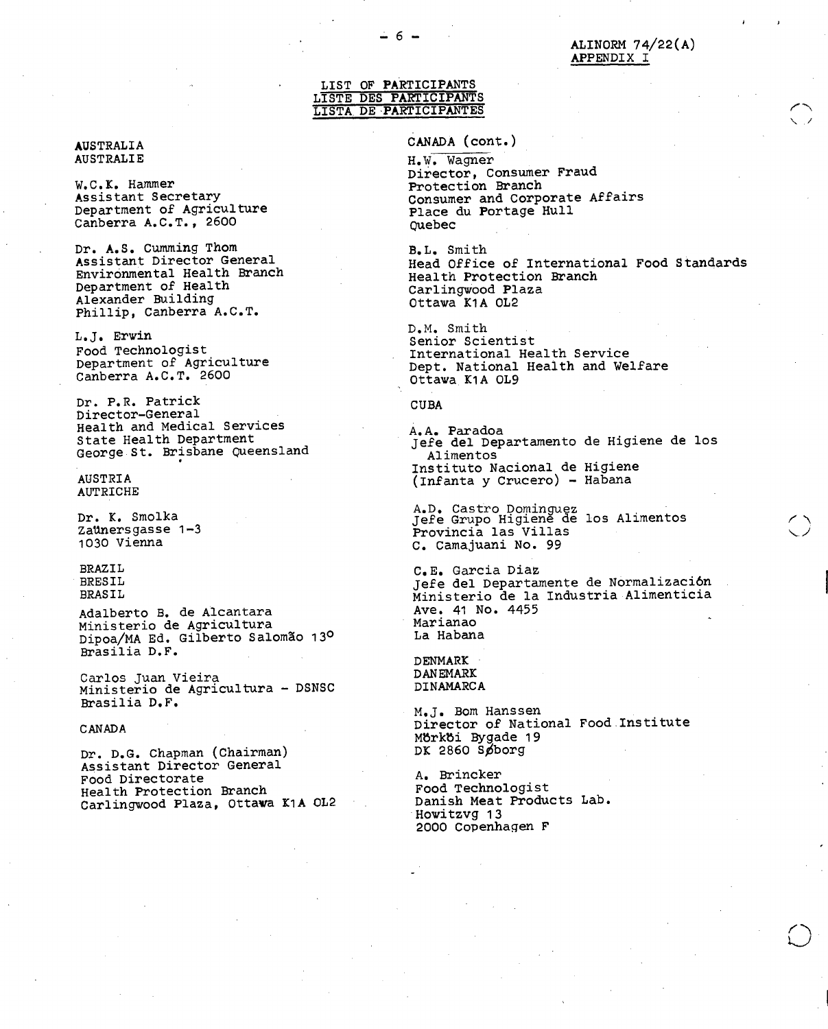ALINORM 74/22(A)
APPENDIX I

# LIST OF PARTICIPANTS
# LISTE DES PARTICIPANTS
# LISTA DE PARTICIPANTES

AUSTRALIA
AUSTRALIE

W.C.K. Hammer
Assistant Secretary
Department of Agriculture
Canberra A.C.T., 2600

Dr. A.S. Cumming Thom
Assistant Director General
Environmental Health Branch
Department of Health
Alexander Building
Phillip, Canberra A.C.T.

L.J. Erwin
Food Technologist
Department of Agriculture
Canberra A.C.T. 2600

Dr. P.R. Patrick
Director-General
Health and Medical Services
State Health Department
George St. Brisbane Queensland

AUSTRIA
AUTRICHE

Dr. K. Smolka
Zaunersgasse 1-3
1030 Vienna

BRAZIL
BRESIL
BRASIL

Adalberto B. de Alcantara
Ministerio de Agricultura
Dipoa/MA Ed. Gilberto Salomão 13°
Brasilia D.F.

Carlos Juan Vieira
Ministerio de Agricultura - DSNSC
Brasilia D.F.

CANADA

Dr. D.G. Chapman (Chairman)
Assistant Director General
Food Directorate
Health Protection Branch
Carlingwood Plaza, Ottawa K1A OL2

CANADA (cont.)

H.W. Wagner
Director, Consumer Fraud
Protection Branch
Consumer and Corporate Affairs
Place du Portage Hull
Quebec

B.L. Smith
Head Office of International Food Standards
Health Protection Branch
Carlingwood Plaza
Ottawa K1A OL2

D.M. Smith
Senior Scientist
International Health Service
Dept. National Health and Welfare
Ottawa K1A OL9

CUBA

A.A. Paradoa
Jefe del Departamento de Higiene de los Alimentos
Instituto Nacional de Higiene
(Infanta y Crucero) - Habana

A.D. Castro Dominguez
Jefe Grupo Higiene de los Alimentos
Provincia las Villas
C. Camajuani No. 99

C.E. Garcia Diaz
Jefe del Departamente de Normalización
Ministerio de la Industria Alimenticia
Ave. 41 No. 4455
Marianao
La Habana

DENMARK
DANEMARK
DINAMARCA

M.J. Bom Hanssen
Director of National Food Institute
Mörköi Bygade 19
DK 2860 Søborg

A. Brincker
Food Technologist
Danish Meat Products Lab.
Howitzvg 13
2000 Copenhagen F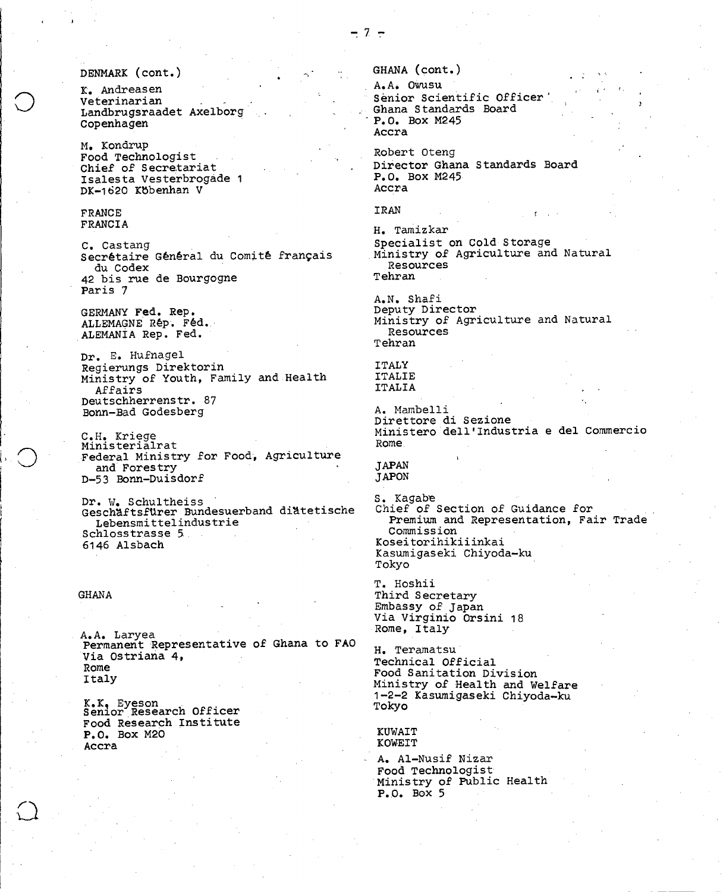DENMARK (cont.)

K. Andreasen
Veterinarian
Landbrugsraadet Axelborg
Copenhagen

M. Kondrup
Food Technologist
Chief of Secretariat
Isalesta Vesterbrogade 1
DK-1620 København V

FRANCE
FRANCIA

C. Castang
Secrétaire Général du Comité français du Codex
42 bis rue de Bourgogne
Paris 7

GERMANY Fed. Rep.
ALLEMAGNE Rép. Féd.
ALEMANIA Rep. Fed.

Dr. E. Hufnagel
Regierungs Direktorin
Ministry of Youth, Family and Health Affairs
Deutschherrenstr. 87
Bonn-Bad Godesberg

C.H. Kriege
Ministerialrat
Federal Ministry for Food, Agriculture and Forestry
D-53 Bonn-Duisdorf

Dr. W. Schultheiss
Geschäftsführer Bundesuerband diätetische Lebensmittelindustrie
Schlosstrasse 5
6146 Alsbach

GHANA

A.A. Laryea
Permanent Representative of Ghana to FAO
Via Ostriana 4,
Rome
Italy

K.K. Eyeson
Senior Research Officer
Food Research Institute
P.O. Box M20
Accra

GHANA (cont.)

A.A. Owusu
Senior Scientific Officer
Ghana Standards Board
P.O. Box M245
Accra

Robert Oteng
Director Ghana Standards Board
P.O. Box M245
Accra

IRAN

H. Tamizkar
Specialist on Cold Storage
Ministry of Agriculture and Natural Resources
Tehran

A.N. Shafi
Deputy Director
Ministry of Agriculture and Natural Resources
Tehran

ITALY
ITALIE
ITALIA

A. Mambelli
Direttore di Sezione
Ministero dell'Industria e del Commercio
Rome

JAPAN
JAPON

S. Kagabe
Chief of Section of Guidance for Premium and Representation, Fair Trade Commission
Koseitorihikiiinkai
Kasumigaseki Chiyoda-ku
Tokyo

T. Hoshii
Third Secretary
Embassy of Japan
Via Virginio Orsini 18
Rome, Italy

H. Teramatsu
Technical Official
Food Sanitation Division
Ministry of Health and Welfare
1-2-2 Kasumigaseki Chiyoda-ku
Tokyo

KUWAIT
KOWEIT

A. Al-Nusif Nizar
Food Technologist
Ministry of Public Health
P.O. Box 5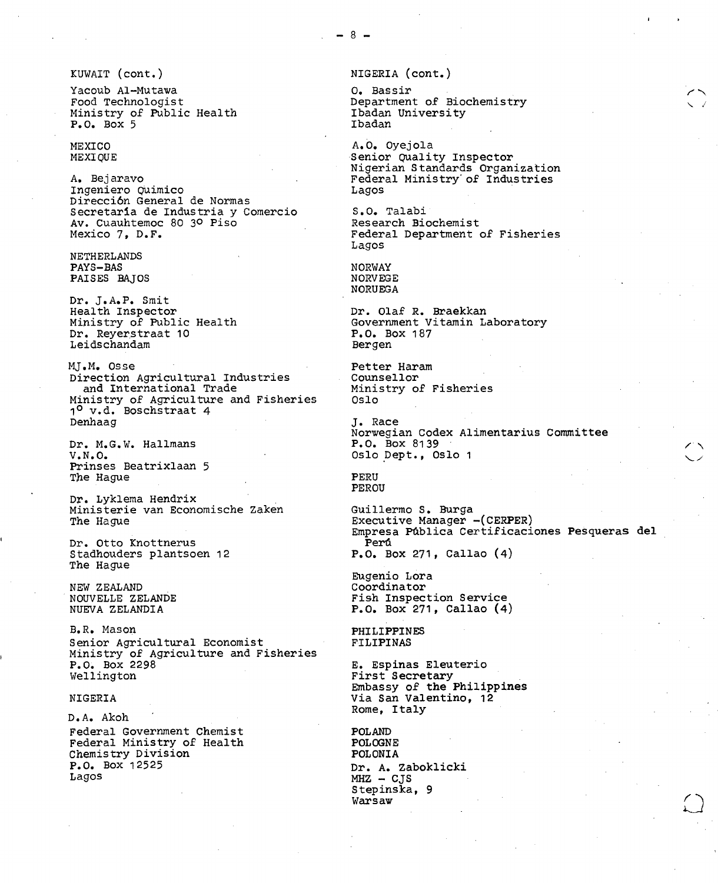KUWAIT (cont.)

Yacoub Al-Mutawa
Food Technologist
Ministry of Public Health
P.O. Box 5

MEXICO
MEXIQUE

A. Bejaravo
Ingeniero Quimico
Dirección General de Normas
Secretaría de Industria y Comercio
Av. Cuauhtemoc 80 3º Piso
Mexico 7, D.F.

NETHERLANDS
PAYS-BAS
PAISES BAJOS

Dr. J.A.P. Smit
Health Inspector
Ministry of Public Health
Dr. Reyerstraat 10
Leidschandam

MJ.M. Osse
Direction Agricultural Industries
and International Trade
Ministry of Agriculture and Fisheries
1º v.d. Boschstraat 4
Denhaag

Dr. M.G.W. Hallmans
V.N.O.
Prinses Beatrixlaan 5
The Hague

Dr. Lyklema Hendrix
Ministerie van Economische Zaken
The Hague

Dr. Otto Knottnerus
Stadhouders plantsoen 12
The Hague

NEW ZEALAND
NOUVELLE ZELANDE
NUEVA ZELANDIA

B.R. Mason
Senior Agricultural Economist
Ministry of Agriculture and Fisheries
P.O. Box 2298
Wellington

NIGERIA

D.A. Akoh
Federal Government Chemist
Federal Ministry of Health
Chemistry Division
P.O. Box 12525
Lagos

NIGERIA (cont.)

O. Bassir
Department of Biochemistry
Ibadan University
Ibadan

A.O. Oyejola
Senior Quality Inspector
Nigerian Standards Organization
Federal Ministry of Industries
Lagos

S.O. Talabi
Research Biochemist
Federal Department of Fisheries
Lagos

NORWAY
NORVEGE
NORUEGA

Dr. Olaf R. Braekkan
Government Vitamin Laboratory
P.O. Box 187
Bergen

Petter Haram
Counsellor
Ministry of Fisheries
Oslo

J. Race
Norwegian Codex Alimentarius Committee
P.O. Box 8139
Oslo Dept., Oslo 1

PERU
PEROU

Guillermo S. Burga
Executive Manager -(CERPER)
Empresa Pública Certificaciones Pesqueras del Perú
P.O. Box 271, Callao (4)

Eugenio Lora
Coordinator
Fish Inspection Service
P.O. Box 271, Callao (4)

PHILIPPINES
FILIPINAS

E. Espinas Eleuterio
First Secretary
Embassy of the Philippines
Via San Valentino, 12
Rome, Italy

POLAND
POLOGNE
POLONIA

Dr. A. Zaboklicki
MHZ - CJS
Stepinska, 9
Warsaw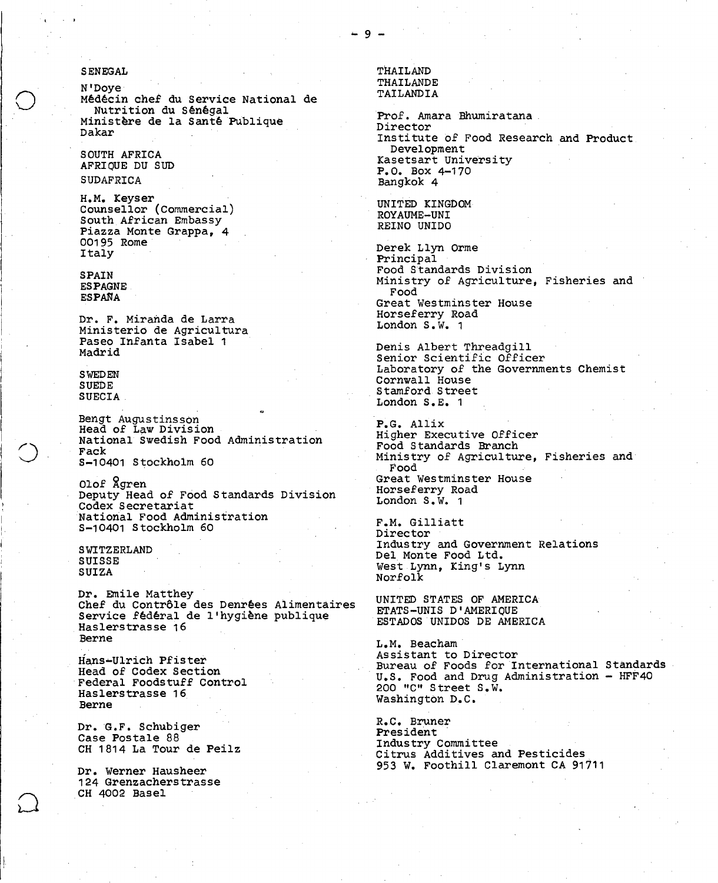SENEGAL

N'Doye
Médécin chef du Service National de Nutrition du Sénégal
Ministère de la Santé Publique
Dakar

SOUTH AFRICA
AFRIQUE DU SUD
SUDAFRICA

H.M. Keyser
Counsellor (Commercial)
South African Embassy
Piazza Monte Grappa, 4
00195 Rome
Italy

SPAIN
ESPAGNE
ESPAÑA

Dr. F. Miranda de Larra
Ministerio de Agricultura
Paseo Infanta Isabel 1
Madrid

SWEDEN
SUEDE
SUECIA

Bengt Augustinsson
Head of Law Division
National Swedish Food Administration
Fack
S-10401 Stockholm 60

Olof Ågren
Deputy Head of Food Standards Division
Codex Secretariat
National Food Administration
S-10401 Stockholm 60

SWITZERLAND
SUISSE
SUIZA

Dr. Emile Matthey
Chef du Contrôle des Denrées Alimentaires
Service fédéral de l'hygiène publique
Haslerstrasse 16
Berne

Hans-Ulrich Pfister
Head of Codex Section
Federal Foodstuff Control
Haslerstrasse 16
Berne

Dr. G.F. Schubiger
Case Postale 88
CH 1814 La Tour de Peilz

Dr. Werner Hausheer
124 Grenzacherstrasse
CH 4002 Basel

THAILAND
THAILANDE
TAILANDIA

Prof. Amara Bhumiratana
Director
Institute of Food Research and Product Development
Kasetsart University
P.O. Box 4-170
Bangkok 4

UNITED KINGDOM
ROYAUME-UNI
REINO UNIDO

Derek Llyn Orme
Principal
Food Standards Division
Ministry of Agriculture, Fisheries and Food
Great Westminster House
Horseferry Road
London S.W. 1

Denis Albert Threadgill
Senior Scientific Officer
Laboratory of the Governments Chemist
Cornwall House
Stamford Street
London S.E. 1

P.G. Allix
Higher Executive Officer
Food Standards Branch
Ministry of Agriculture, Fisheries and Food
Great Westminster House
Horseferry Road
London S.W. 1

F.M. Gilliatt
Director
Industry and Government Relations
Del Monte Food Ltd.
West Lynn, King's Lynn
Norfolk

UNITED STATES OF AMERICA
ETATS-UNIS D'AMERIQUE
ESTADOS UNIDOS DE AMERICA

L.M. Beacham
Assistant to Director
Bureau of Foods for International Standards
U.S. Food and Drug Administration - HFF40
200 "C" Street S.W.
Washington D.C.

R.C. Bruner
President
Industry Committee
Citrus Additives and Pesticides
953 W. Foothill Claremont CA 91711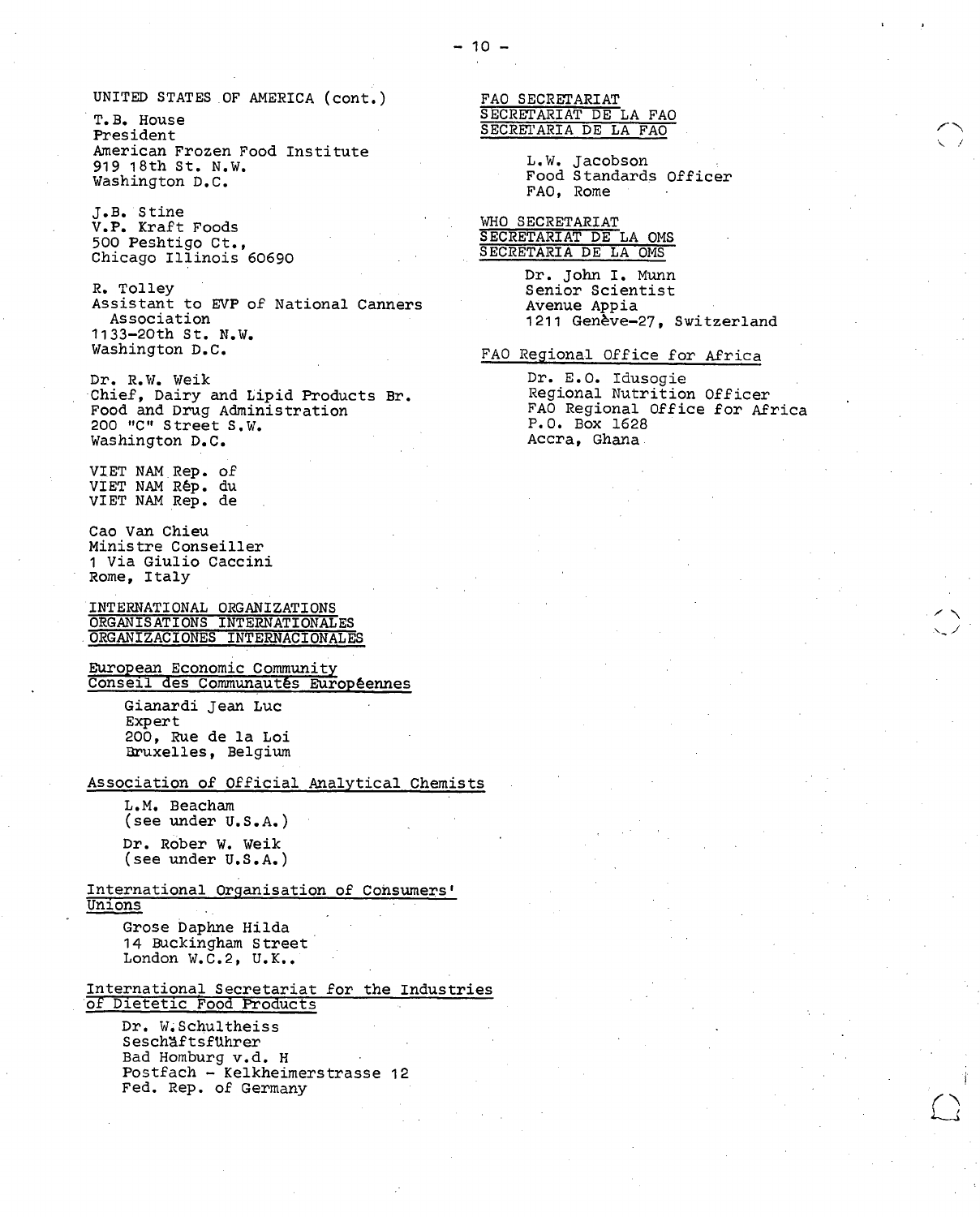UNITED STATES OF AMERICA (cont.)

T.B. House
President
American Frozen Food Institute
919 18th St. N.W.
Washington D.C.

J.B. Stine
V.P. Kraft Foods
500 Peshtigo Ct.,
Chicago Illinois 60690

R. Tolley
Assistant to EVP of National Canners Association
1133-20th St. N.W.
Washington D.C.

Dr. R.W. Weik
Chief, Dairy and Lipid Products Br.
Food and Drug Administration
200 "C" Street S.W.
Washington D.C.

VIET NAM Rep. of
VIET NAM Rép. du
VIET NAM Rep. de

Cao Van Chieu
Ministre Conseiller
1 Via Giulio Caccini
Rome, Italy

INTERNATIONAL ORGANIZATIONS
ORGANISATIONS INTERNATIONALES
ORGANIZACIONES INTERNACIONALES

European Economic Community
Conseil des Communautés Européennes

Gianardi Jean Luc
Expert
200, Rue de la Loi
Bruxelles, Belgium

Association of Official Analytical Chemists

L.M. Beacham
(see under U.S.A.)

Dr. Rober W. Weik
(see under U.S.A.)

International Organisation of Consumers' Unions

Grose Daphne Hilda
14 Buckingham Street
London W.C.2, U.K..

International Secretariat for the Industries of Dietetic Food Products

Dr. W. Schultheiss
Seschäftsführer
Bad Homburg v.d. H
Postfach - Kelkheimerstrasse 12
Fed. Rep. of Germany

FAO SECRETARIAT
SECRETARIAT DE LA FAO
SECRETARIA DE LA FAO

L.W. Jacobson
Food Standards Officer
FAO, Rome

WHO SECRETARIAT
SECRETARIAT DE LA OMS
SECRETARIA DE LA OMS

Dr. John I. Munn
Senior Scientist
Avenue Appia
1211 Genève-27, Switzerland

FAO Regional Office for Africa

Dr. E.O. Idusogie
Regional Nutrition Officer
FAO Regional Office for Africa
P.O. Box 1628
Accra, Ghana